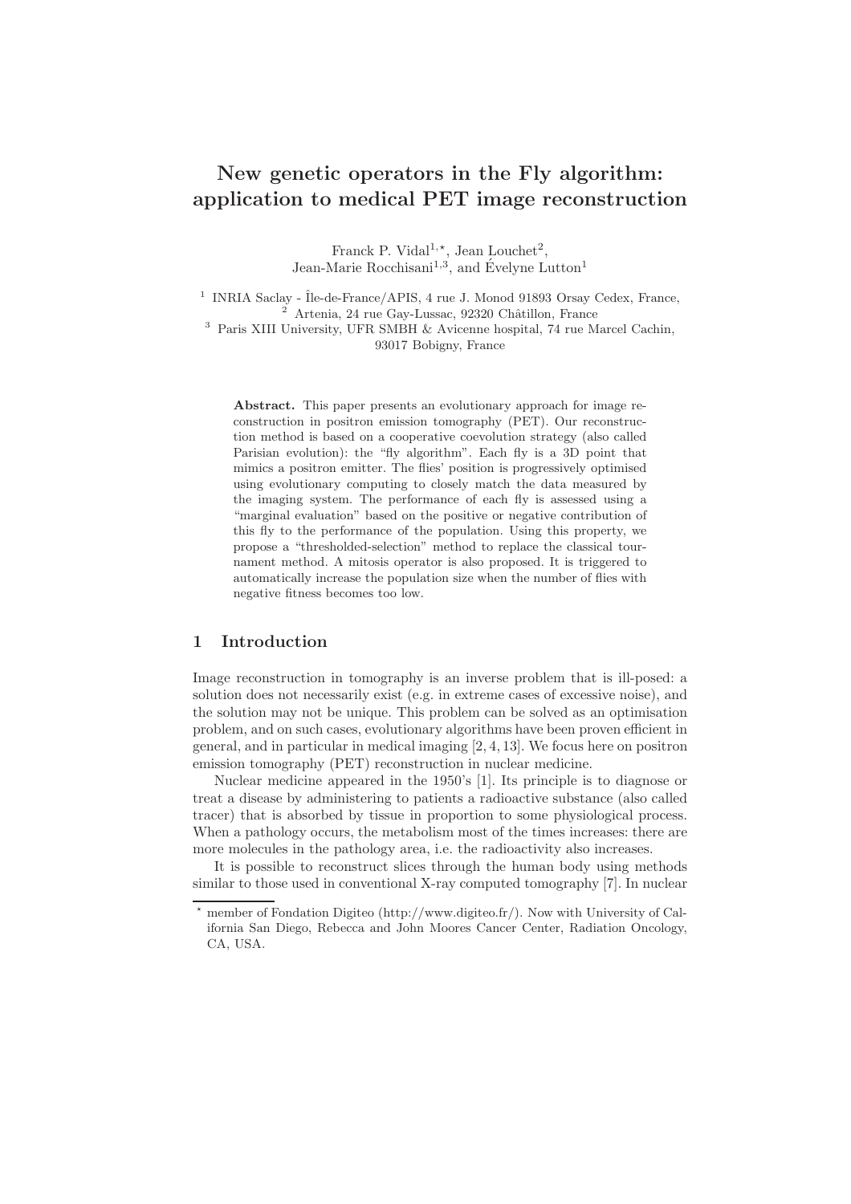# New genetic operators in the Fly algorithm: application to medical PET image reconstruction

Franck P. Vidal[1,⋆], Jean Louchet[2], Jean-Marie Rocchisani[1,3], and Évelyne Lutton[1]

[1] INRIA Saclay - Île-de-France/APIS, 4 rue J. Monod 91893 Orsay Cedex, France,
[2] Artenia, 24 rue Gay-Lussac, 92320 Châtillon, France
[3] Paris XIII University, UFR SMBH & Avicenne hospital, 74 rue Marcel Cachin, 93017 Bobigny, France

**Abstract.** This paper presents an evolutionary approach for image reconstruction in positron emission tomography (PET). Our reconstruction method is based on a cooperative coevolution strategy (also called Parisian evolution): the "fly algorithm". Each fly is a 3D point that mimics a positron emitter. The flies' position is progressively optimised using evolutionary computing to closely match the data measured by the imaging system. The performance of each fly is assessed using a "marginal evaluation" based on the positive or negative contribution of this fly to the performance of the population. Using this property, we propose a "thresholded-selection" method to replace the classical tournament method. A mitosis operator is also proposed. It is triggered to automatically increase the population size when the number of flies with negative fitness becomes too low.

## 1 Introduction

Image reconstruction in tomography is an inverse problem that is ill-posed: a solution does not necessarily exist (e.g. in extreme cases of excessive noise), and the solution may not be unique. This problem can be solved as an optimisation problem, and on such cases, evolutionary algorithms have been proven efficient in general, and in particular in medical imaging [2, 4, 13]. We focus here on positron emission tomography (PET) reconstruction in nuclear medicine.

Nuclear medicine appeared in the 1950's [1]. Its principle is to diagnose or treat a disease by administering to patients a radioactive substance (also called tracer) that is absorbed by tissue in proportion to some physiological process. When a pathology occurs, the metabolism most of the times increases: there are more molecules in the pathology area, i.e. the radioactivity also increases.

It is possible to reconstruct slices through the human body using methods similar to those used in conventional X-ray computed tomography [7]. In nuclear

⋆ member of Fondation Digiteo (http://www.digiteo.fr/). Now with University of California San Diego, Rebecca and John Moores Cancer Center, Radiation Oncology, CA, USA.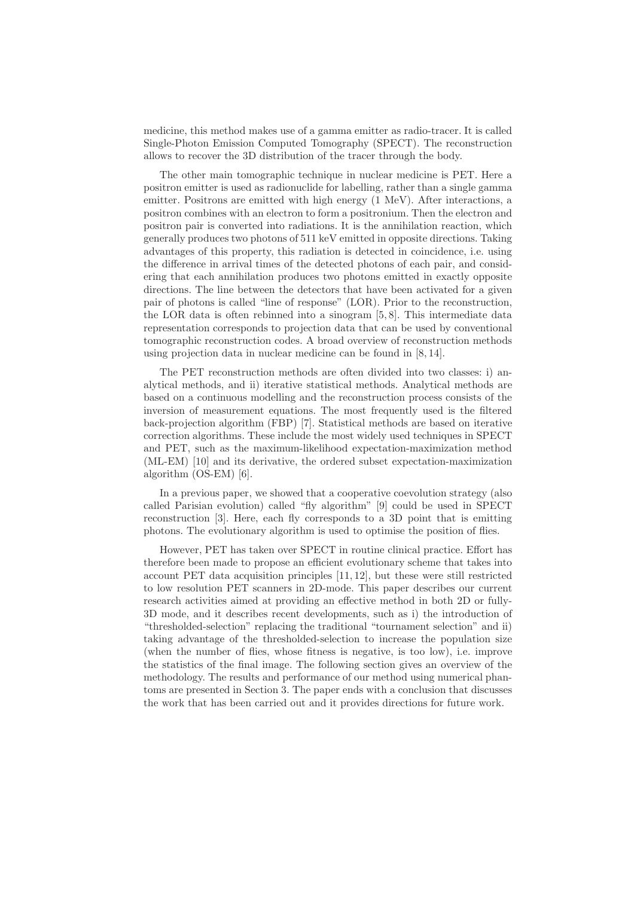medicine, this method makes use of a gamma emitter as radio-tracer. It is called Single-Photon Emission Computed Tomography (SPECT). The reconstruction allows to recover the 3D distribution of the tracer through the body.

The other main tomographic technique in nuclear medicine is PET. Here a positron emitter is used as radionuclide for labelling, rather than a single gamma emitter. Positrons are emitted with high energy (1 MeV). After interactions, a positron combines with an electron to form a positronium. Then the electron and positron pair is converted into radiations. It is the annihilation reaction, which generally produces two photons of 511 keV emitted in opposite directions. Taking advantages of this property, this radiation is detected in coincidence, i.e. using the difference in arrival times of the detected photons of each pair, and considering that each annihilation produces two photons emitted in exactly opposite directions. The line between the detectors that have been activated for a given pair of photons is called "line of response" (LOR). Prior to the reconstruction, the LOR data is often rebinned into a sinogram [5, 8]. This intermediate data representation corresponds to projection data that can be used by conventional tomographic reconstruction codes. A broad overview of reconstruction methods using projection data in nuclear medicine can be found in [8, 14].

The PET reconstruction methods are often divided into two classes: i) analytical methods, and ii) iterative statistical methods. Analytical methods are based on a continuous modelling and the reconstruction process consists of the inversion of measurement equations. The most frequently used is the filtered back-projection algorithm (FBP) [7]. Statistical methods are based on iterative correction algorithms. These include the most widely used techniques in SPECT and PET, such as the maximum-likelihood expectation-maximization method (ML-EM) [10] and its derivative, the ordered subset expectation-maximization algorithm (OS-EM) [6].

In a previous paper, we showed that a cooperative coevolution strategy (also called Parisian evolution) called "fly algorithm" [9] could be used in SPECT reconstruction [3]. Here, each fly corresponds to a 3D point that is emitting photons. The evolutionary algorithm is used to optimise the position of flies.

However, PET has taken over SPECT in routine clinical practice. Effort has therefore been made to propose an efficient evolutionary scheme that takes into account PET data acquisition principles [11, 12], but these were still restricted to low resolution PET scanners in 2D-mode. This paper describes our current research activities aimed at providing an effective method in both 2D or fully-3D mode, and it describes recent developments, such as i) the introduction of "thresholded-selection" replacing the traditional "tournament selection" and ii) taking advantage of the thresholded-selection to increase the population size (when the number of flies, whose fitness is negative, is too low), i.e. improve the statistics of the final image. The following section gives an overview of the methodology. The results and performance of our method using numerical phantoms are presented in Section 3. The paper ends with a conclusion that discusses the work that has been carried out and it provides directions for future work.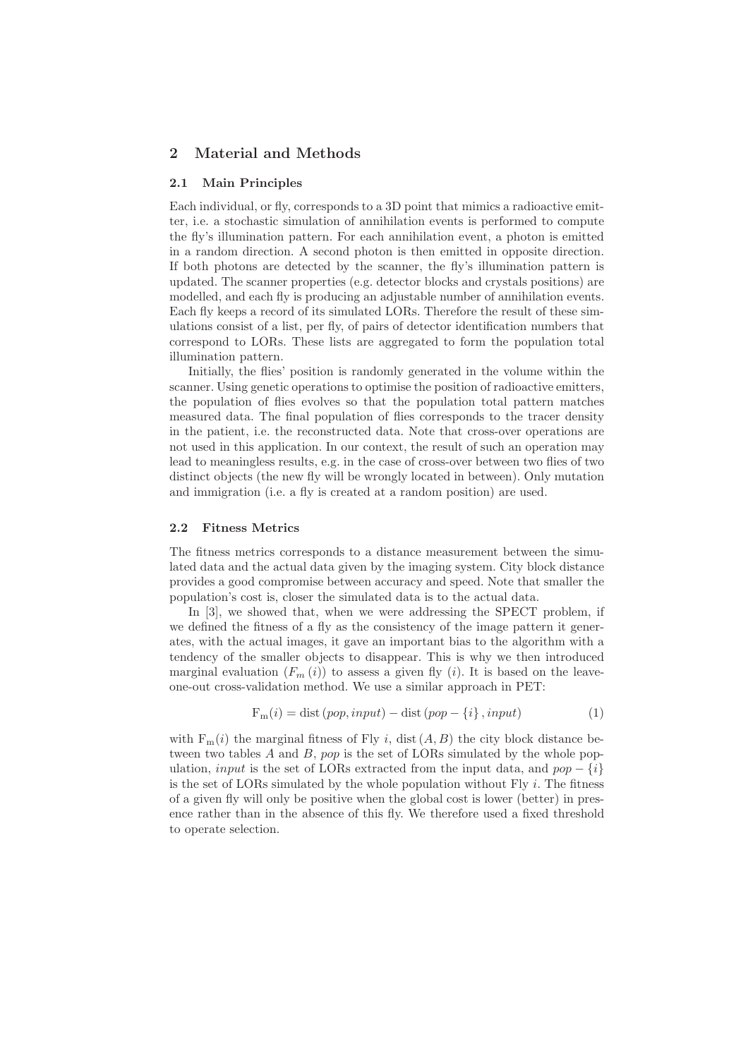## 2 Material and Methods

### 2.1 Main Principles

Each individual, or fly, corresponds to a 3D point that mimics a radioactive emitter, i.e. a stochastic simulation of annihilation events is performed to compute the fly's illumination pattern. For each annihilation event, a photon is emitted in a random direction. A second photon is then emitted in opposite direction. If both photons are detected by the scanner, the fly's illumination pattern is updated. The scanner properties (e.g. detector blocks and crystals positions) are modelled, and each fly is producing an adjustable number of annihilation events. Each fly keeps a record of its simulated LORs. Therefore the result of these simulations consist of a list, per fly, of pairs of detector identification numbers that correspond to LORs. These lists are aggregated to form the population total illumination pattern.

Initially, the flies' position is randomly generated in the volume within the scanner. Using genetic operations to optimise the position of radioactive emitters, the population of flies evolves so that the population total pattern matches measured data. The final population of flies corresponds to the tracer density in the patient, i.e. the reconstructed data. Note that cross-over operations are not used in this application. In our context, the result of such an operation may lead to meaningless results, e.g. in the case of cross-over between two flies of two distinct objects (the new fly will be wrongly located in between). Only mutation and immigration (i.e. a fly is created at a random position) are used.

### 2.2 Fitness Metrics

The fitness metrics corresponds to a distance measurement between the simulated data and the actual data given by the imaging system. City block distance provides a good compromise between accuracy and speed. Note that smaller the population's cost is, closer the simulated data is to the actual data.

In [3], we showed that, when we were addressing the SPECT problem, if we defined the fitness of a fly as the consistency of the image pattern it generates, with the actual images, it gave an important bias to the algorithm with a tendency of the smaller objects to disappear. This is why we then introduced marginal evaluation ($F_m(i)$) to assess a given fly ($i$). It is based on the leave-one-out cross-validation method. We use a similar approach in PET:

$$\mathrm{F_m}(i) = \mathrm{dist}\left(pop, input\right) - \mathrm{dist}\left(pop - \{i\}, input\right) \tag{1}$$

with $\mathrm{F_m}(i)$ the marginal fitness of Fly $i$, $\mathrm{dist}(A, B)$ the city block distance between two tables $A$ and $B$, *pop* is the set of LORs simulated by the whole population, *input* is the set of LORs extracted from the input data, and $pop - \{i\}$ is the set of LORs simulated by the whole population without Fly $i$. The fitness of a given fly will only be positive when the global cost is lower (better) in presence rather than in the absence of this fly. We therefore used a fixed threshold to operate selection.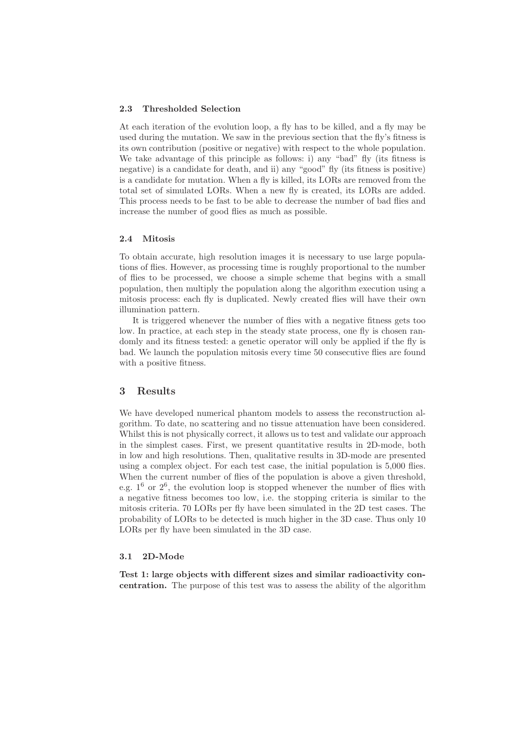### 2.3 Thresholded Selection

At each iteration of the evolution loop, a fly has to be killed, and a fly may be used during the mutation. We saw in the previous section that the fly's fitness is its own contribution (positive or negative) with respect to the whole population. We take advantage of this principle as follows: i) any "bad" fly (its fitness is negative) is a candidate for death, and ii) any "good" fly (its fitness is positive) is a candidate for mutation. When a fly is killed, its LORs are removed from the total set of simulated LORs. When a new fly is created, its LORs are added. This process needs to be fast to be able to decrease the number of bad flies and increase the number of good flies as much as possible.

### 2.4 Mitosis

To obtain accurate, high resolution images it is necessary to use large populations of flies. However, as processing time is roughly proportional to the number of flies to be processed, we choose a simple scheme that begins with a small population, then multiply the population along the algorithm execution using a mitosis process: each fly is duplicated. Newly created flies will have their own illumination pattern.

It is triggered whenever the number of flies with a negative fitness gets too low. In practice, at each step in the steady state process, one fly is chosen randomly and its fitness tested: a genetic operator will only be applied if the fly is bad. We launch the population mitosis every time 50 consecutive flies are found with a positive fitness.

## 3 Results

We have developed numerical phantom models to assess the reconstruction algorithm. To date, no scattering and no tissue attenuation have been considered. Whilst this is not physically correct, it allows us to test and validate our approach in the simplest cases. First, we present quantitative results in 2D-mode, both in low and high resolutions. Then, qualitative results in 3D-mode are presented using a complex object. For each test case, the initial population is 5,000 flies. When the current number of flies of the population is above a given threshold, e.g. $1^6$ or $2^6$, the evolution loop is stopped whenever the number of flies with a negative fitness becomes too low, i.e. the stopping criteria is similar to the mitosis criteria. 70 LORs per fly have been simulated in the 2D test cases. The probability of LORs to be detected is much higher in the 3D case. Thus only 10 LORs per fly have been simulated in the 3D case.

### 3.1 2D-Mode

**Test 1: large objects with different sizes and similar radioactivity concentration.** The purpose of this test was to assess the ability of the algorithm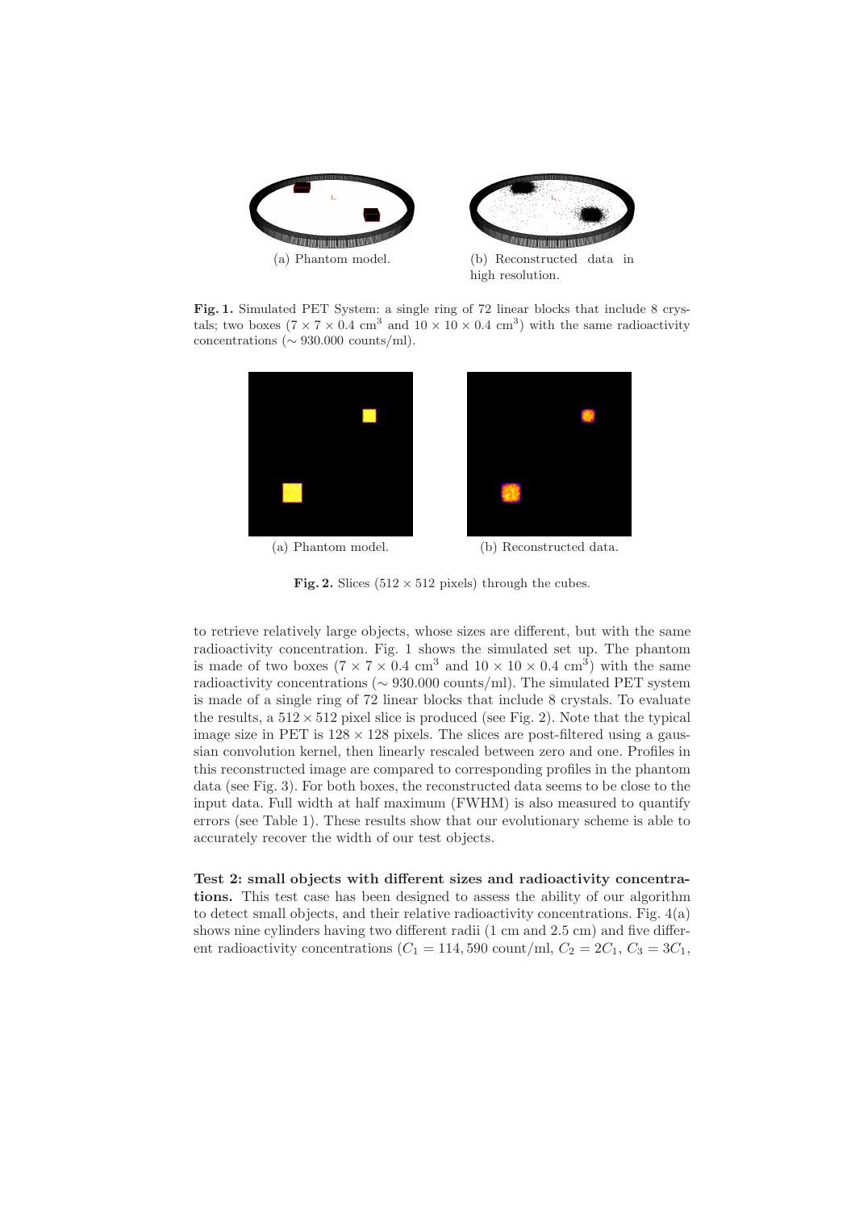(a) Phantom model.

(b) Reconstructed data in high resolution.

**Fig. 1.** Simulated PET System: a single ring of 72 linear blocks that include 8 crystals; two boxes ($7 \times 7 \times 0.4$ cm$^3$ and $10 \times 10 \times 0.4$ cm$^3$) with the same radioactivity concentrations ($\sim$ 930.000 counts/ml).

(a) Phantom model.

(b) Reconstructed data.

**Fig. 2.** Slices ($512 \times 512$ pixels) through the cubes.

to retrieve relatively large objects, whose sizes are different, but with the same radioactivity concentration. Fig. 1 shows the simulated set up. The phantom is made of two boxes ($7 \times 7 \times 0.4$ cm$^3$ and $10 \times 10 \times 0.4$ cm$^3$) with the same radioactivity concentrations ($\sim$ 930.000 counts/ml). The simulated PET system is made of a single ring of 72 linear blocks that include 8 crystals. To evaluate the results, a $512 \times 512$ pixel slice is produced (see Fig. 2). Note that the typical image size in PET is $128 \times 128$ pixels. The slices are post-filtered using a gaussian convolution kernel, then linearly rescaled between zero and one. Profiles in this reconstructed image are compared to corresponding profiles in the phantom data (see Fig. 3). For both boxes, the reconstructed data seems to be close to the input data. Full width at half maximum (FWHM) is also measured to quantify errors (see Table 1). These results show that our evolutionary scheme is able to accurately recover the width of our test objects.

**Test 2: small objects with different sizes and radioactivity concentrations.** This test case has been designed to assess the ability of our algorithm to detect small objects, and their relative radioactivity concentrations. Fig. 4(a) shows nine cylinders having two different radii (1 cm and 2.5 cm) and five different radioactivity concentrations ($C_1 = 114,590$ count/ml, $C_2 = 2C_1$, $C_3 = 3C_1$,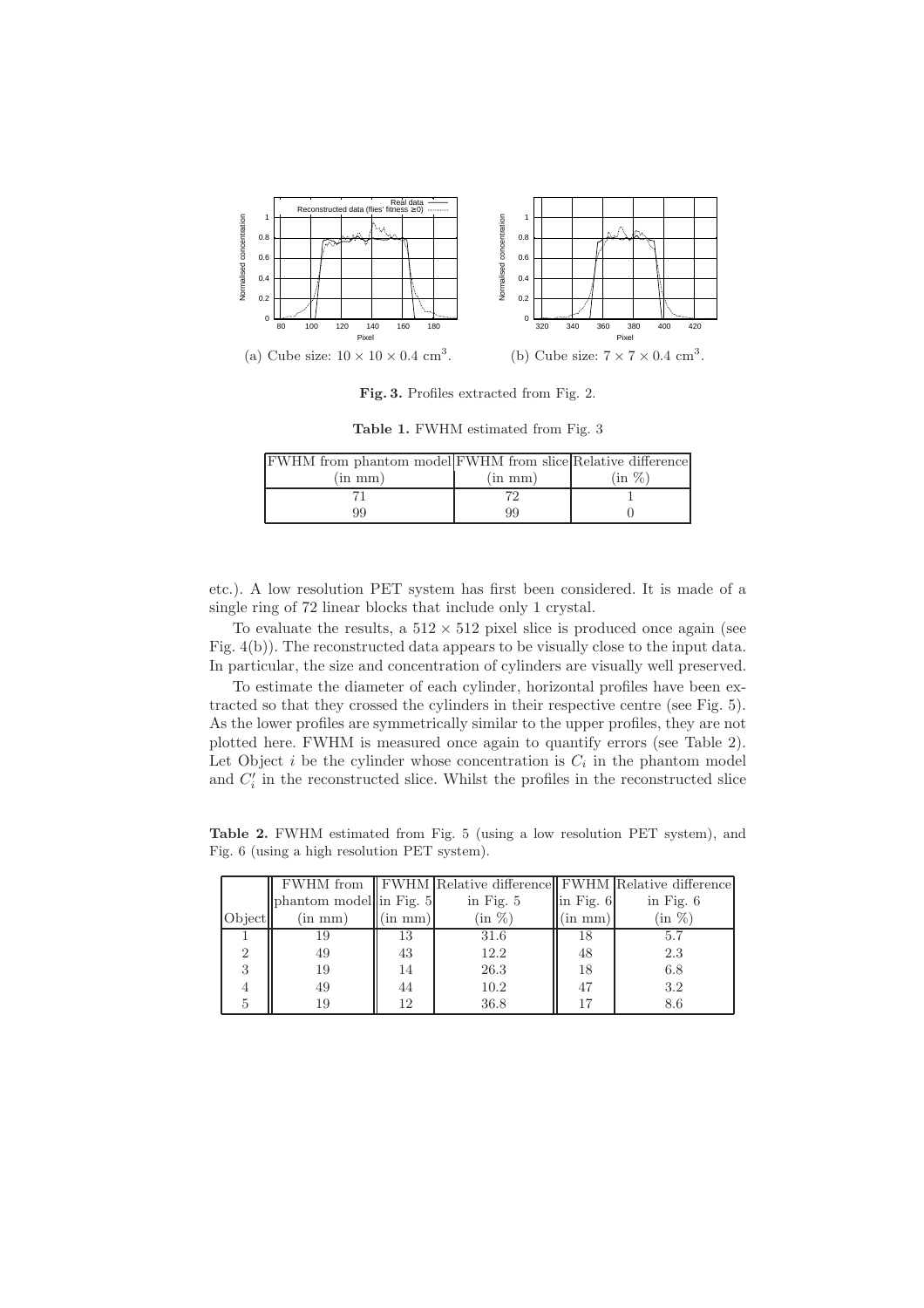(a) Cube size: $10 \times 10 \times 0.4$ cm$^3$.

(b) Cube size: $7 \times 7 \times 0.4$ cm$^3$.

**Fig. 3.** Profiles extracted from Fig. 2.

**Table 1.** FWHM estimated from Fig. 3

| FWHM from phantom model (in mm) | FWHM from slice (in mm) | Relative difference (in %) |
|---|---|---|
| 71 | 72 | 1 |
| 99 | 99 | 0 |

etc.). A low resolution PET system has first been considered. It is made of a single ring of 72 linear blocks that include only 1 crystal.

To evaluate the results, a $512 \times 512$ pixel slice is produced once again (see Fig. 4(b)). The reconstructed data appears to be visually close to the input data. In particular, the size and concentration of cylinders are visually well preserved.

To estimate the diameter of each cylinder, horizontal profiles have been extracted so that they crossed the cylinders in their respective centre (see Fig. 5). As the lower profiles are symmetrically similar to the upper profiles, they are not plotted here. FWHM is measured once again to quantify errors (see Table 2). Let Object $i$ be the cylinder whose concentration is $C_i$ in the phantom model and $C'_i$ in the reconstructed slice. Whilst the profiles in the reconstructed slice

**Table 2.** FWHM estimated from Fig. 5 (using a low resolution PET system), and Fig. 6 (using a high resolution PET system).

| Object | FWHM from phantom model (in mm) | FWHM in Fig. 5 (in mm) | Relative difference in Fig. 5 (in %) | FWHM in Fig. 6 (in mm) | Relative difference in Fig. 6 (in %) |
|---|---|---|---|---|---|
| 1 | 19 | 13 | 31.6 | 18 | 5.7 |
| 2 | 49 | 43 | 12.2 | 48 | 2.3 |
| 3 | 19 | 14 | 26.3 | 18 | 6.8 |
| 4 | 49 | 44 | 10.2 | 47 | 3.2 |
| 5 | 19 | 12 | 36.8 | 17 | 8.6 |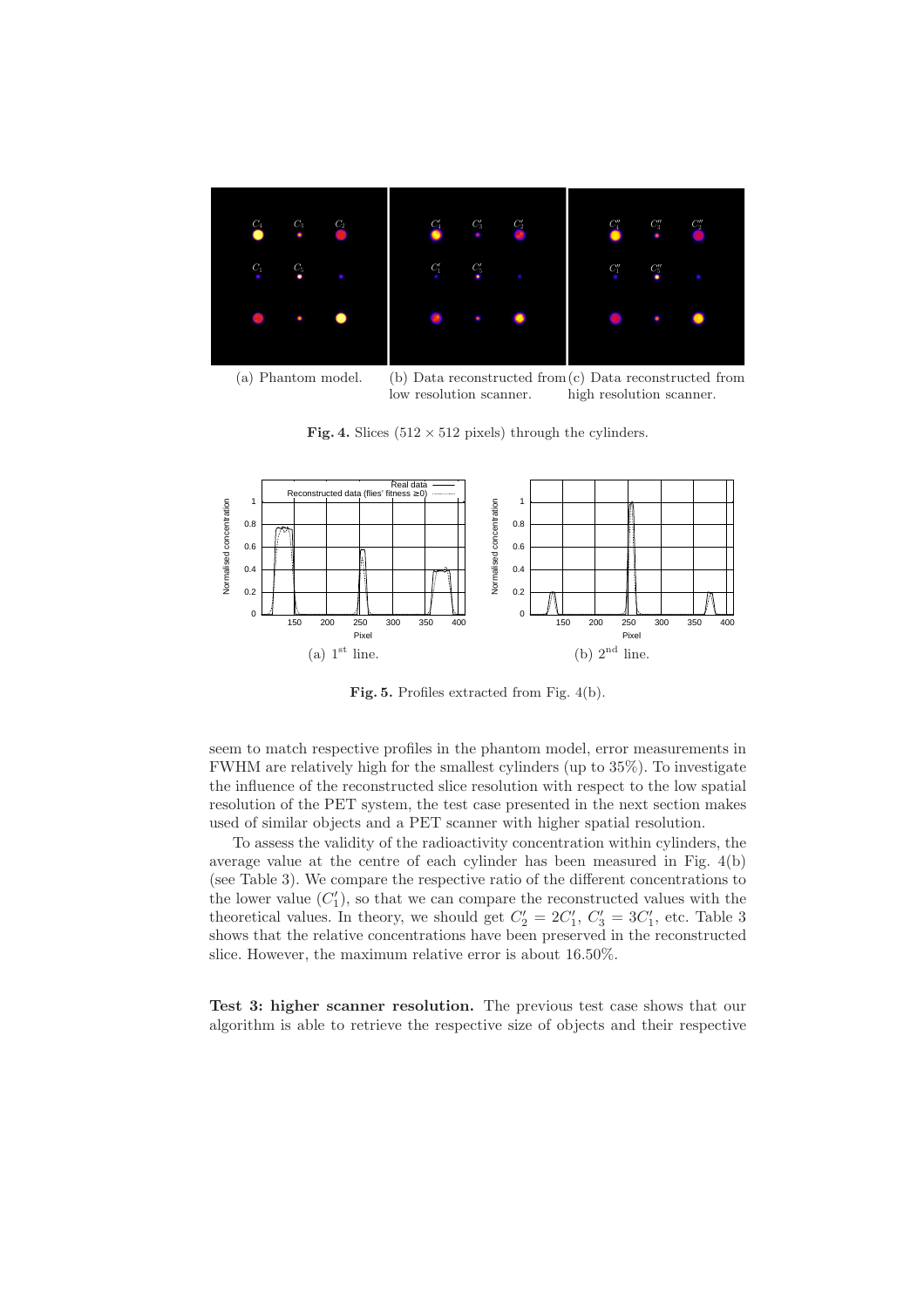(a) Phantom model. (b) Data reconstructed from low resolution scanner. (c) Data reconstructed from high resolution scanner.

**Fig. 4.** Slices (512 × 512 pixels) through the cylinders.

(a) 1[st] line. (b) 2[nd] line.

**Fig. 5.** Profiles extracted from Fig. 4(b).

seem to match respective profiles in the phantom model, error measurements in FWHM are relatively high for the smallest cylinders (up to 35%). To investigate the influence of the reconstructed slice resolution with respect to the low spatial resolution of the PET system, the test case presented in the next section makes used of similar objects and a PET scanner with higher spatial resolution.

To assess the validity of the radioactivity concentration within cylinders, the average value at the centre of each cylinder has been measured in Fig. 4(b) (see Table 3). We compare the respective ratio of the different concentrations to the lower value ($C'_1$), so that we can compare the reconstructed values with the theoretical values. In theory, we should get $C'_2 = 2C'_1$, $C'_3 = 3C'_1$, etc. Table 3 shows that the relative concentrations have been preserved in the reconstructed slice. However, the maximum relative error is about 16.50%.

**Test 3: higher scanner resolution.** The previous test case shows that our algorithm is able to retrieve the respective size of objects and their respective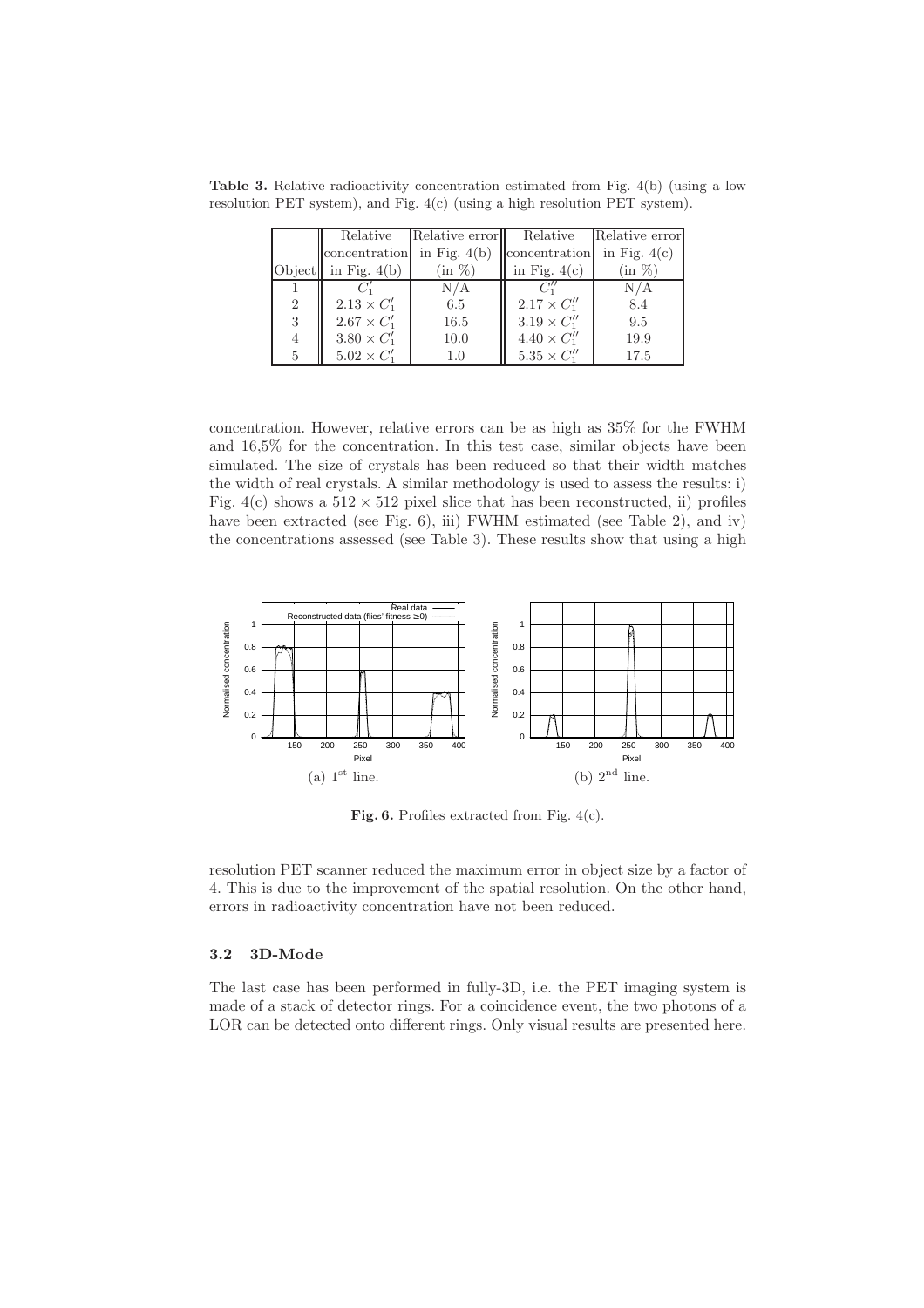**Table 3.** Relative radioactivity concentration estimated from Fig. 4(b) (using a low resolution PET system), and Fig. 4(c) (using a high resolution PET system).

| Object | Relative concentration in Fig. 4(b) | Relative error in Fig. 4(b) (in %) | Relative concentration in Fig. 4(c) | Relative error in Fig. 4(c) (in %) |
|---|---|---|---|---|
| 1 | $C'_1$ | N/A | $C''_1$ | N/A |
| 2 | $2.13 \times C'_1$ | 6.5 | $2.17 \times C''_1$ | 8.4 |
| 3 | $2.67 \times C'_1$ | 16.5 | $3.19 \times C''_1$ | 9.5 |
| 4 | $3.80 \times C'_1$ | 10.0 | $4.40 \times C''_1$ | 19.9 |
| 5 | $5.02 \times C'_1$ | 1.0 | $5.35 \times C''_1$ | 17.5 |

concentration. However, relative errors can be as high as 35% for the FWHM and 16,5% for the concentration. In this test case, similar objects have been simulated. The size of crystals has been reduced so that their width matches the width of real crystals. A similar methodology is used to assess the results: i) Fig. 4(c) shows a $512 \times 512$ pixel slice that has been reconstructed, ii) profiles have been extracted (see Fig. 6), iii) FWHM estimated (see Table 2), and iv) the concentrations assessed (see Table 3). These results show that using a high

(a) $1^{\text{st}}$ line.

(b) $2^{\text{nd}}$ line.

**Fig. 6.** Profiles extracted from Fig. 4(c).

resolution PET scanner reduced the maximum error in object size by a factor of 4. This is due to the improvement of the spatial resolution. On the other hand, errors in radioactivity concentration have not been reduced.

### 3.2 3D-Mode

The last case has been performed in fully-3D, i.e. the PET imaging system is made of a stack of detector rings. For a coincidence event, the two photons of a LOR can be detected onto different rings. Only visual results are presented here.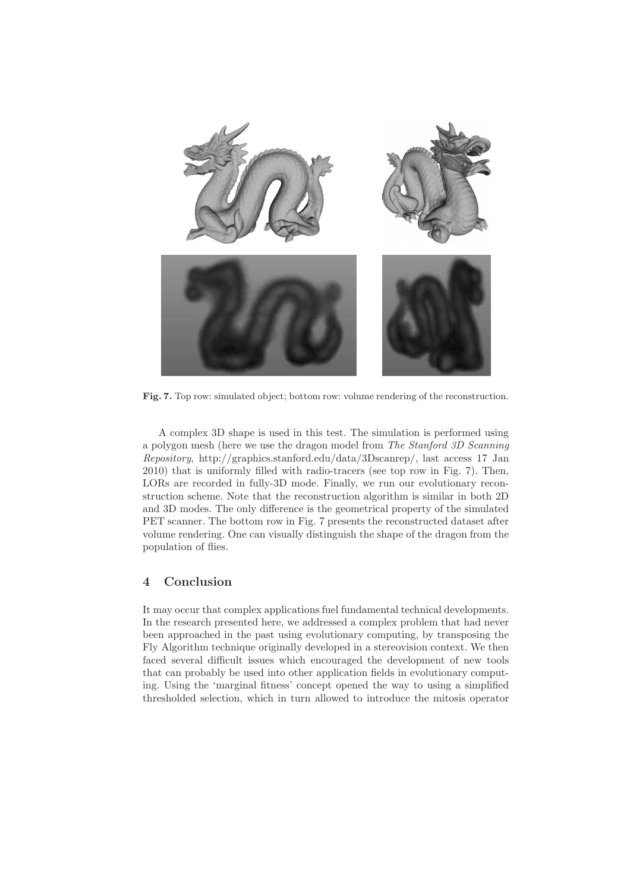**Fig. 7.** Top row: simulated object; bottom row: volume rendering of the reconstruction.

A complex 3D shape is used in this test. The simulation is performed using a polygon mesh (here we use the dragon model from *The Stanford 3D Scanning Repository*, http://graphics.stanford.edu/data/3Dscanrep/, last access 17 Jan 2010) that is uniformly filled with radio-tracers (see top row in Fig. 7). Then, LORs are recorded in fully-3D mode. Finally, we run our evolutionary reconstruction scheme. Note that the reconstruction algorithm is similar in both 2D and 3D modes. The only difference is the geometrical property of the simulated PET scanner. The bottom row in Fig. 7 presents the reconstructed dataset after volume rendering. One can visually distinguish the shape of the dragon from the population of flies.

## 4 Conclusion

It may occur that complex applications fuel fundamental technical developments. In the research presented here, we addressed a complex problem that had never been approached in the past using evolutionary computing, by transposing the Fly Algorithm technique originally developed in a stereovision context. We then faced several difficult issues which encouraged the development of new tools that can probably be used into other application fields in evolutionary computing. Using the 'marginal fitness' concept opened the way to using a simplified thresholded selection, which in turn allowed to introduce the mitosis operator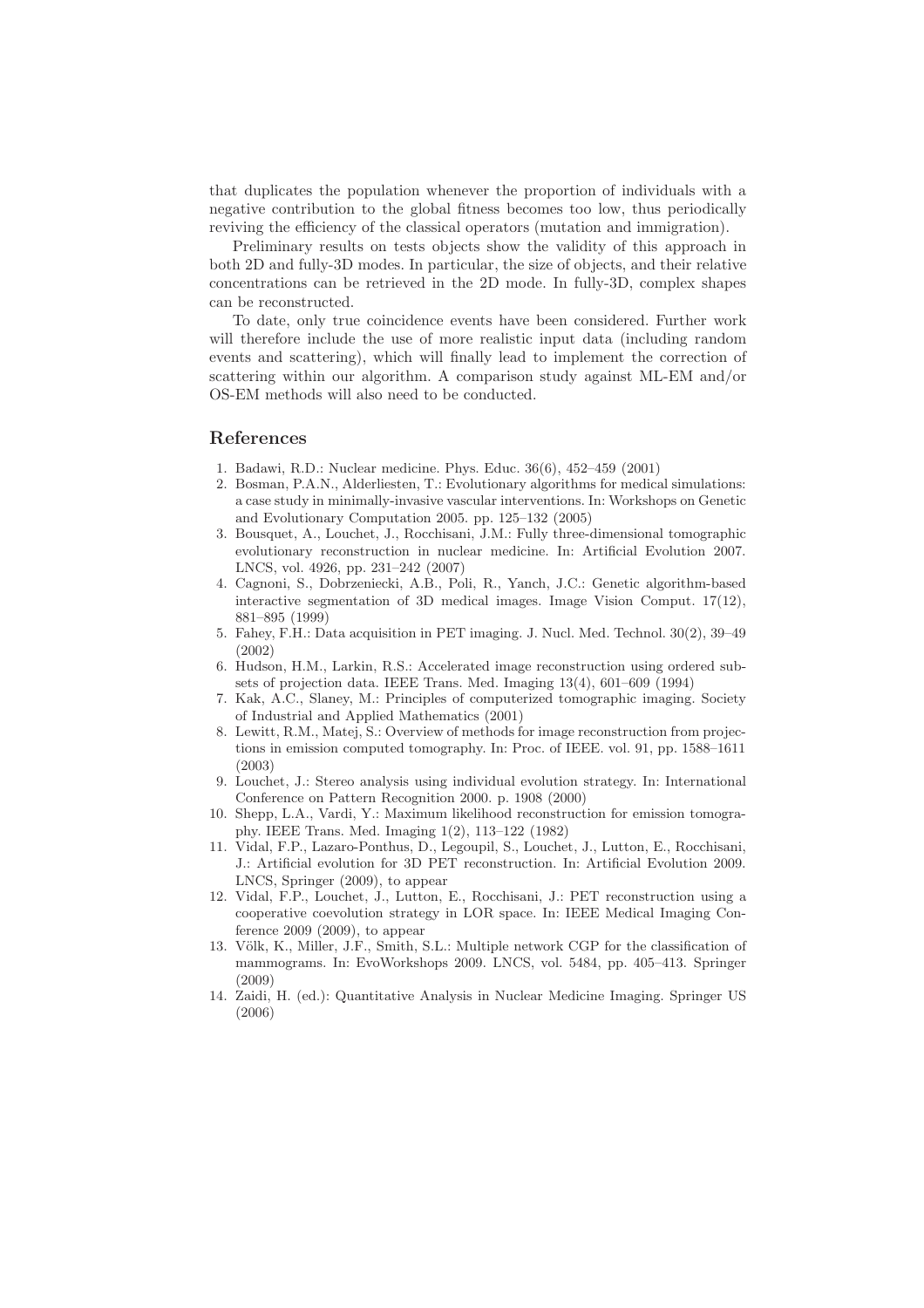that duplicates the population whenever the proportion of individuals with a negative contribution to the global fitness becomes too low, thus periodically reviving the efficiency of the classical operators (mutation and immigration).

Preliminary results on tests objects show the validity of this approach in both 2D and fully-3D modes. In particular, the size of objects, and their relative concentrations can be retrieved in the 2D mode. In fully-3D, complex shapes can be reconstructed.

To date, only true coincidence events have been considered. Further work will therefore include the use of more realistic input data (including random events and scattering), which will finally lead to implement the correction of scattering within our algorithm. A comparison study against ML-EM and/or OS-EM methods will also need to be conducted.

## References

1. Badawi, R.D.: Nuclear medicine. Phys. Educ. 36(6), 452–459 (2001)
2. Bosman, P.A.N., Alderliesten, T.: Evolutionary algorithms for medical simulations: a case study in minimally-invasive vascular interventions. In: Workshops on Genetic and Evolutionary Computation 2005. pp. 125–132 (2005)
3. Bousquet, A., Louchet, J., Rocchisani, J.M.: Fully three-dimensional tomographic evolutionary reconstruction in nuclear medicine. In: Artificial Evolution 2007. LNCS, vol. 4926, pp. 231–242 (2007)
4. Cagnoni, S., Dobrzeniecki, A.B., Poli, R., Yanch, J.C.: Genetic algorithm-based interactive segmentation of 3D medical images. Image Vision Comput. 17(12), 881–895 (1999)
5. Fahey, F.H.: Data acquisition in PET imaging. J. Nucl. Med. Technol. 30(2), 39–49 (2002)
6. Hudson, H.M., Larkin, R.S.: Accelerated image reconstruction using ordered subsets of projection data. IEEE Trans. Med. Imaging 13(4), 601–609 (1994)
7. Kak, A.C., Slaney, M.: Principles of computerized tomographic imaging. Society of Industrial and Applied Mathematics (2001)
8. Lewitt, R.M., Matej, S.: Overview of methods for image reconstruction from projections in emission computed tomography. In: Proc. of IEEE. vol. 91, pp. 1588–1611 (2003)
9. Louchet, J.: Stereo analysis using individual evolution strategy. In: International Conference on Pattern Recognition 2000. p. 1908 (2000)
10. Shepp, L.A., Vardi, Y.: Maximum likelihood reconstruction for emission tomography. IEEE Trans. Med. Imaging 1(2), 113–122 (1982)
11. Vidal, F.P., Lazaro-Ponthus, D., Legoupil, S., Louchet, J., Lutton, E., Rocchisani, J.: Artificial evolution for 3D PET reconstruction. In: Artificial Evolution 2009. LNCS, Springer (2009), to appear
12. Vidal, F.P., Louchet, J., Lutton, E., Rocchisani, J.: PET reconstruction using a cooperative coevolution strategy in LOR space. In: IEEE Medical Imaging Conference 2009 (2009), to appear
13. Völk, K., Miller, J.F., Smith, S.L.: Multiple network CGP for the classification of mammograms. In: EvoWorkshops 2009. LNCS, vol. 5484, pp. 405–413. Springer (2009)
14. Zaidi, H. (ed.): Quantitative Analysis in Nuclear Medicine Imaging. Springer US (2006)